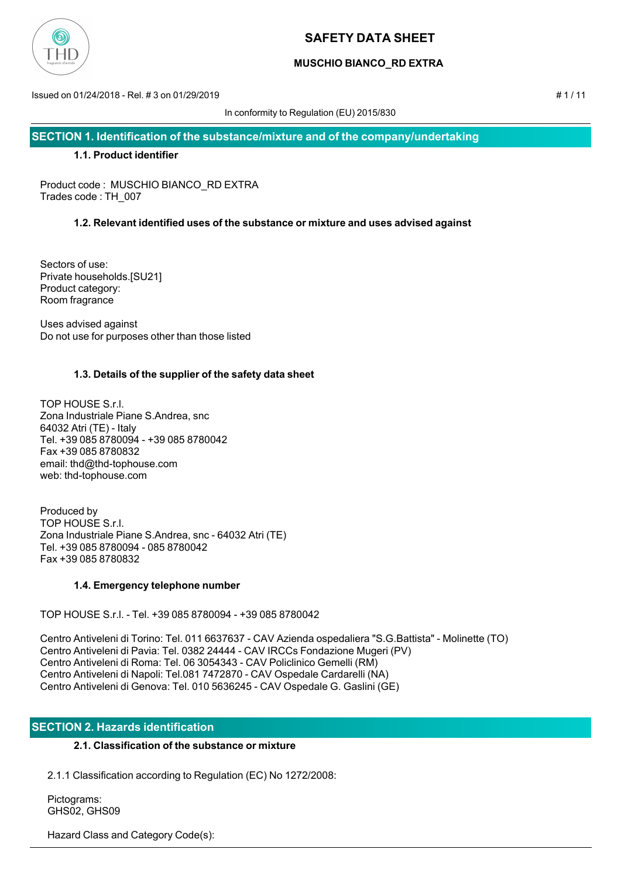# SAFETY DATA SHEET

## MUSCHIO BIANCO_RD EXTRA

Issued on 01/24/2018 - Rel. # 3 on 01/29/2019

In conformity to Regulation (EU) 2015/830

## SECTION 1. Identification of the substance/mixture and of the company/undertaking

### 1.1. Product identifier

Product code : MUSCHIO BIANCO_RD EXTRA
Trades code : TH_007

### 1.2. Relevant identified uses of the substance or mixture and uses advised against

Sectors of use:
Private households.[SU21]
Product category:
Room fragrance

Uses advised against
Do not use for purposes other than those listed

### 1.3. Details of the supplier of the safety data sheet

TOP HOUSE S.r.l.
Zona Industriale Piane S.Andrea, snc
64032 Atri (TE) - Italy
Tel. +39 085 8780094 - +39 085 8780042
Fax +39 085 8780832
email: thd@thd-tophouse.com
web: thd-tophouse.com

Produced by
TOP HOUSE S.r.l.
Zona Industriale Piane S.Andrea, snc - 64032 Atri (TE)
Tel. +39 085 8780094 - 085 8780042
Fax +39 085 8780832

### 1.4. Emergency telephone number

TOP HOUSE S.r.l. - Tel. +39 085 8780094 - +39 085 8780042

Centro Antiveleni di Torino: Tel. 011 6637637 - CAV Azienda ospedaliera "S.G.Battista" - Molinette (TO)
Centro Antiveleni di Pavia: Tel. 0382 24444 - CAV IRCCs Fondazione Mugeri (PV)
Centro Antiveleni di Roma: Tel. 06 3054343 - CAV Policlinico Gemelli (RM)
Centro Antiveleni di Napoli: Tel.081 7472870 - CAV Ospedale Cardarelli (NA)
Centro Antiveleni di Genova: Tel. 010 5636245 - CAV Ospedale G. Gaslini (GE)

## SECTION 2. Hazards identification

### 2.1. Classification of the substance or mixture

2.1.1 Classification according to Regulation (EC) No 1272/2008:

Pictograms:
GHS02, GHS09

Hazard Class and Category Code(s):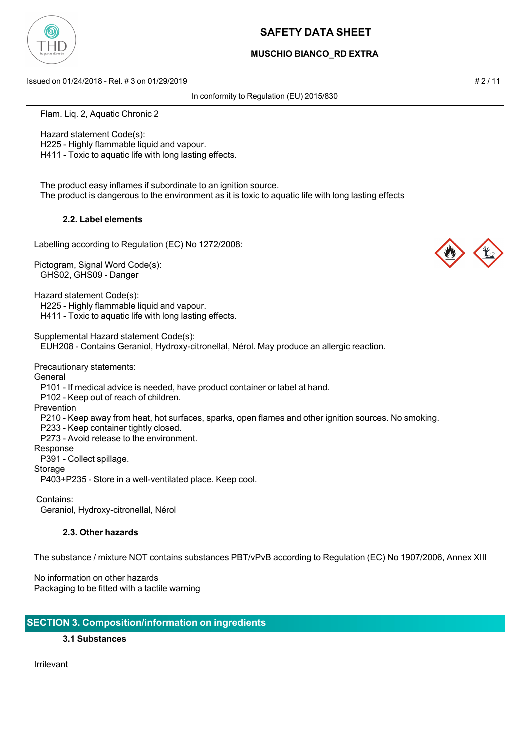Flam. Liq. 2, Aquatic Chronic 2

Hazard statement Code(s):
H225 - Highly flammable liquid and vapour.
H411 - Toxic to aquatic life with long lasting effects.

The product easy inflames if subordinate to an ignition source.
The product is dangerous to the environment as it is toxic to aquatic life with long lasting effects

### 2.2. Label elements

Labelling according to Regulation (EC) No 1272/2008:

Pictogram, Signal Word Code(s):
GHS02, GHS09 - Danger

Hazard statement Code(s):
H225 - Highly flammable liquid and vapour.
H411 - Toxic to aquatic life with long lasting effects.

Supplemental Hazard statement Code(s):
EUH208 - Contains Geraniol, Hydroxy-citronellal, Nérol. May produce an allergic reaction.

Precautionary statements:

General
P101 - If medical advice is needed, have product container or label at hand.
P102 - Keep out of reach of children.

Prevention
P210 - Keep away from heat, hot surfaces, sparks, open flames and other ignition sources. No smoking.
P233 - Keep container tightly closed.
P273 - Avoid release to the environment.

Response
P391 - Collect spillage.

Storage
P403+P235 - Store in a well-ventilated place. Keep cool.

Contains:
Geraniol, Hydroxy-citronellal, Nérol

### 2.3. Other hazards

The substance / mixture NOT contains substances PBT/vPvB according to Regulation (EC) No 1907/2006, Annex XIII

No information on other hazards
Packaging to be fitted with a tactile warning

## SECTION 3. Composition/information on ingredients

### 3.1 Substances

Irrilevant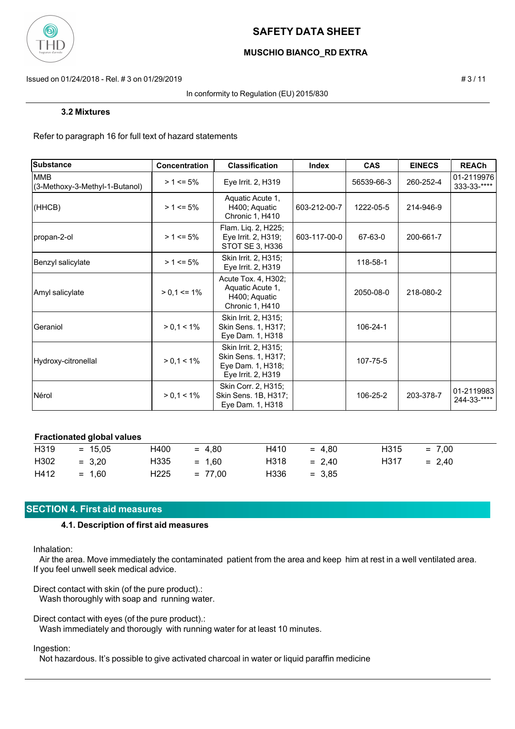### 3.2 Mixtures

Refer to paragraph 16 for full text of hazard statements

| Substance | Concentration | Classification | Index | CAS | EINECS | REACh |
|---|---|---|---|---|---|---|
| MMB (3-Methoxy-3-Methyl-1-Butanol) | > 1 <= 5% | Eye Irrit. 2, H319 | | 56539-66-3 | 260-252-4 | 01-2119976 333-33-**** |
| (HHCB) | > 1 <= 5% | Aquatic Acute 1, H400; Aquatic Chronic 1, H410 | 603-212-00-7 | 1222-05-5 | 214-946-9 | |
| propan-2-ol | > 1 <= 5% | Flam. Liq. 2, H225; Eye Irrit. 2, H319; STOT SE 3, H336 | 603-117-00-0 | 67-63-0 | 200-661-7 | |
| Benzyl salicylate | > 1 <= 5% | Skin Irrit. 2, H315; Eye Irrit. 2, H319 | | 118-58-1 | | |
| Amyl salicylate | > 0,1 <= 1% | Acute Tox. 4, H302; Aquatic Acute 1, H400; Aquatic Chronic 1, H410 | | 2050-08-0 | 218-080-2 | |
| Geraniol | > 0,1 < 1% | Skin Irrit. 2, H315; Skin Sens. 1, H317; Eye Dam. 1, H318 | | 106-24-1 | | |
| Hydroxy-citronellal | > 0,1 < 1% | Skin Irrit. 2, H315; Skin Sens. 1, H317; Eye Dam. 1, H318; Eye Irrit. 2, H319 | | 107-75-5 | | |
| Nérol | > 0,1 < 1% | Skin Corr. 2, H315; Skin Sens. 1B, H317; Eye Dam. 1, H318 | | 106-25-2 | 203-378-7 | 01-2119983 244-33-**** |

**Fractionated global values**

| | | | | | | | |
|---|---|---|---|---|---|---|---|
| H319 | = 15,05 | H400 | = 4,80 | H410 | = 4,80 | H315 | = 7,00 |
| H302 | = 3,20 | H335 | = 1,60 | H318 | = 2,40 | H317 | = 2,40 |
| H412 | = 1,60 | H225 | = 77,00 | H336 | = 3,85 | | |

## SECTION 4. First aid measures

### 4.1. Description of first aid measures

Inhalation:
Air the area. Move immediately the contaminated patient from the area and keep him at rest in a well ventilated area. If you feel unwell seek medical advice.

Direct contact with skin (of the pure product).:
Wash thoroughly with soap and running water.

Direct contact with eyes (of the pure product).:
Wash immediately and thorougly with running water for at least 10 minutes.

Ingestion:
Not hazardous. It's possible to give activated charcoal in water or liquid paraffin medicine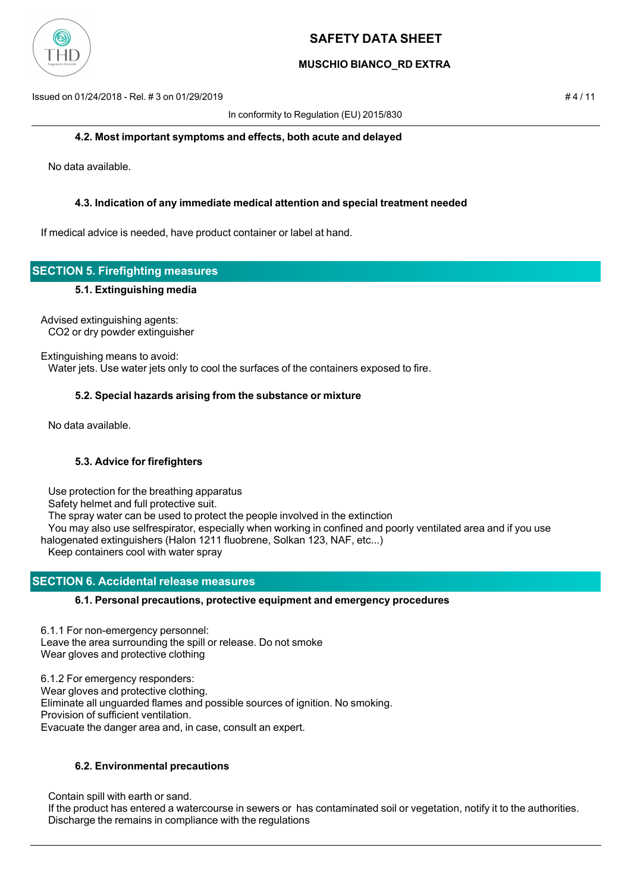### 4.2. Most important symptoms and effects, both acute and delayed

No data available.

### 4.3. Indication of any immediate medical attention and special treatment needed

If medical advice is needed, have product container or label at hand.

## SECTION 5. Firefighting measures

### 5.1. Extinguishing media

Advised extinguishing agents:
CO2 or dry powder extinguisher

Extinguishing means to avoid:
Water jets. Use water jets only to cool the surfaces of the containers exposed to fire.

### 5.2. Special hazards arising from the substance or mixture

No data available.

### 5.3. Advice for firefighters

Use protection for the breathing apparatus
Safety helmet and full protective suit.
The spray water can be used to protect the people involved in the extinction
You may also use selfrespirator, especially when working in confined and poorly ventilated area and if you use halogenated extinguishers (Halon 1211 fluobrene, Solkan 123, NAF, etc...)
Keep containers cool with water spray

## SECTION 6. Accidental release measures

### 6.1. Personal precautions, protective equipment and emergency procedures

6.1.1 For non-emergency personnel:
Leave the area surrounding the spill or release. Do not smoke
Wear gloves and protective clothing

6.1.2 For emergency responders:
Wear gloves and protective clothing.
Eliminate all unguarded flames and possible sources of ignition. No smoking.
Provision of sufficient ventilation.
Evacuate the danger area and, in case, consult an expert.

### 6.2. Environmental precautions

Contain spill with earth or sand.
If the product has entered a watercourse in sewers or has contaminated soil or vegetation, notify it to the authorities.
Discharge the remains in compliance with the regulations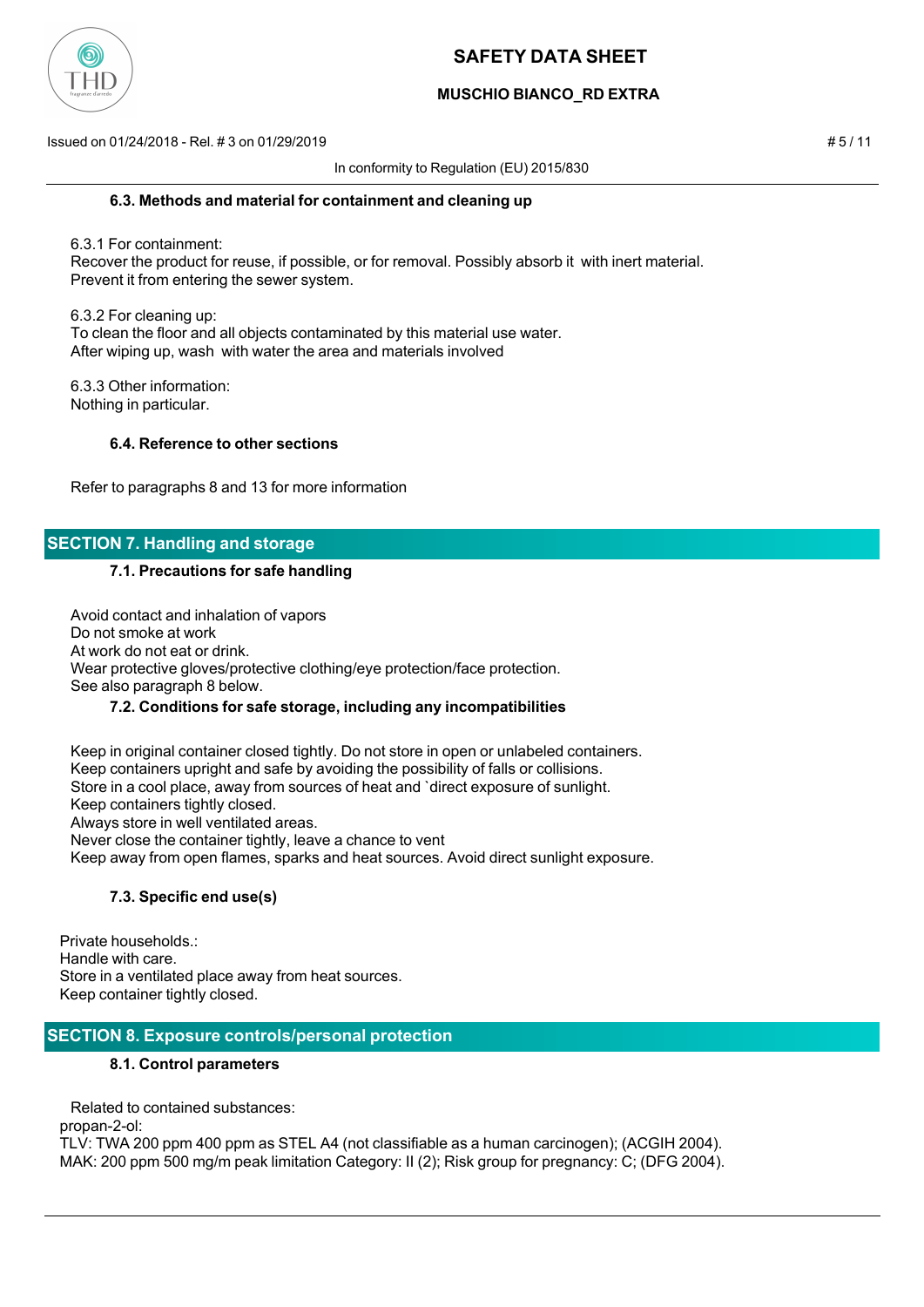### 6.3. Methods and material for containment and cleaning up

6.3.1 For containment:
Recover the product for reuse, if possible, or for removal. Possibly absorb it with inert material.
Prevent it from entering the sewer system.

6.3.2 For cleaning up:
To clean the floor and all objects contaminated by this material use water.
After wiping up, wash with water the area and materials involved

6.3.3 Other information:
Nothing in particular.

### 6.4. Reference to other sections

Refer to paragraphs 8 and 13 for more information

## SECTION 7. Handling and storage

### 7.1. Precautions for safe handling

Avoid contact and inhalation of vapors
Do not smoke at work
At work do not eat or drink.
Wear protective gloves/protective clothing/eye protection/face protection.
See also paragraph 8 below.

### 7.2. Conditions for safe storage, including any incompatibilities

Keep in original container closed tightly. Do not store in open or unlabeled containers.
Keep containers upright and safe by avoiding the possibility of falls or collisions.
Store in a cool place, away from sources of heat and `direct exposure of sunlight.
Keep containers tightly closed.
Always store in well ventilated areas.
Never close the container tightly, leave a chance to vent
Keep away from open flames, sparks and heat sources. Avoid direct sunlight exposure.

### 7.3. Specific end use(s)

Private households.:
Handle with care.
Store in a ventilated place away from heat sources.
Keep container tightly closed.

## SECTION 8. Exposure controls/personal protection

### 8.1. Control parameters

Related to contained substances:
propan-2-ol:
TLV: TWA 200 ppm 400 ppm as STEL A4 (not classifiable as a human carcinogen); (ACGIH 2004).
MAK: 200 ppm 500 mg/m peak limitation Category: II (2); Risk group for pregnancy: C; (DFG 2004).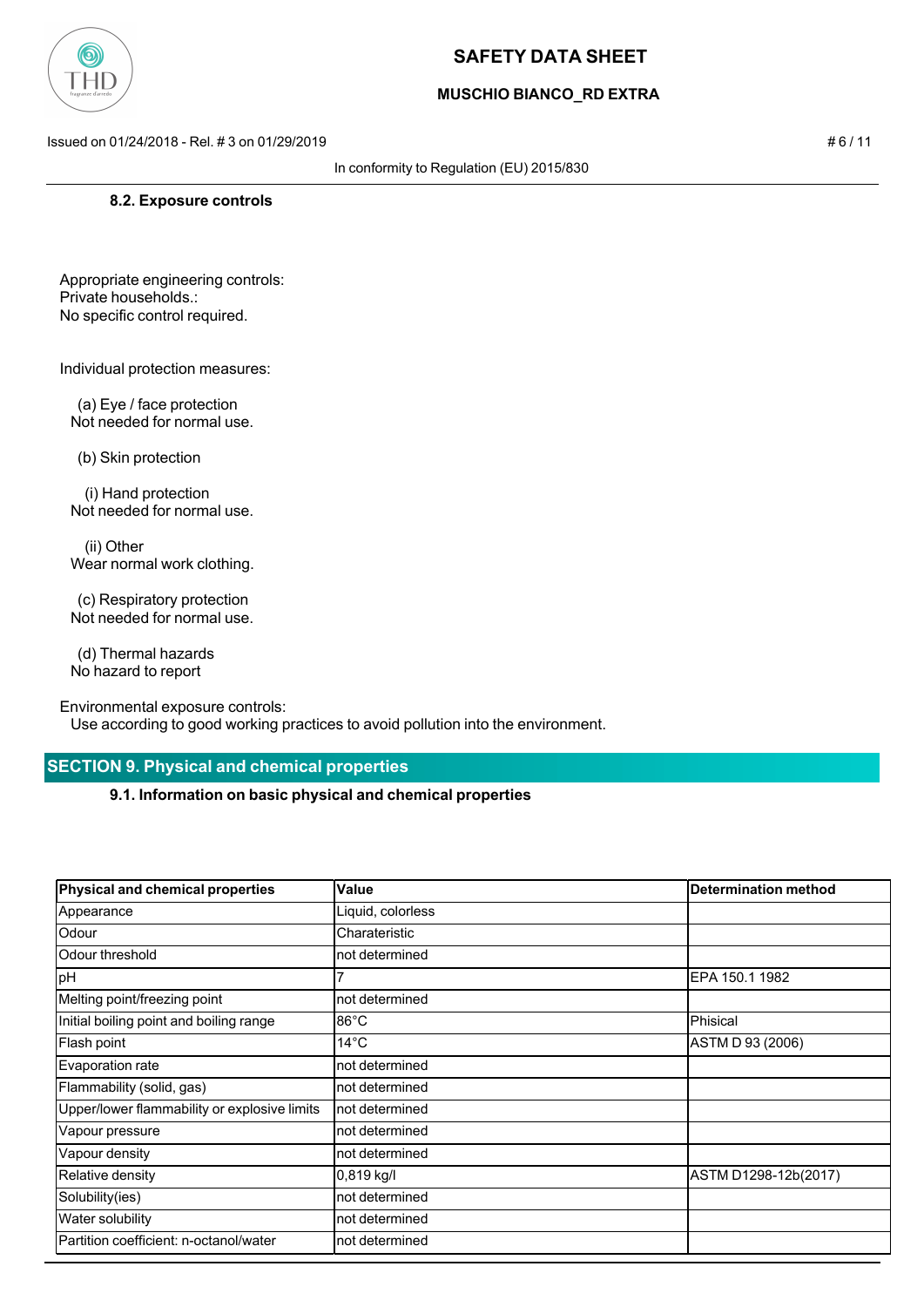### 8.2. Exposure controls

Appropriate engineering controls:
Private households.:
No specific control required.

Individual protection measures:

(a) Eye / face protection
Not needed for normal use.

(b) Skin protection

(i) Hand protection
Not needed for normal use.

(ii) Other
Wear normal work clothing.

(c) Respiratory protection
Not needed for normal use.

(d) Thermal hazards
No hazard to report

Environmental exposure controls:
Use according to good working practices to avoid pollution into the environment.

## SECTION 9. Physical and chemical properties

### 9.1. Information on basic physical and chemical properties

| Physical and chemical properties | Value | Determination method |
|---|---|---|
| Appearance | Liquid, colorless | |
| Odour | Charateristic | |
| Odour threshold | not determined | |
| pH | 7 | EPA 150.1 1982 |
| Melting point/freezing point | not determined | |
| Initial boiling point and boiling range | 86°C | Phisical |
| Flash point | 14°C | ASTM D 93 (2006) |
| Evaporation rate | not determined | |
| Flammability (solid, gas) | not determined | |
| Upper/lower flammability or explosive limits | not determined | |
| Vapour pressure | not determined | |
| Vapour density | not determined | |
| Relative density | 0,819 kg/l | ASTM D1298-12b(2017) |
| Solubility(ies) | not determined | |
| Water solubility | not determined | |
| Partition coefficient: n-octanol/water | not determined | |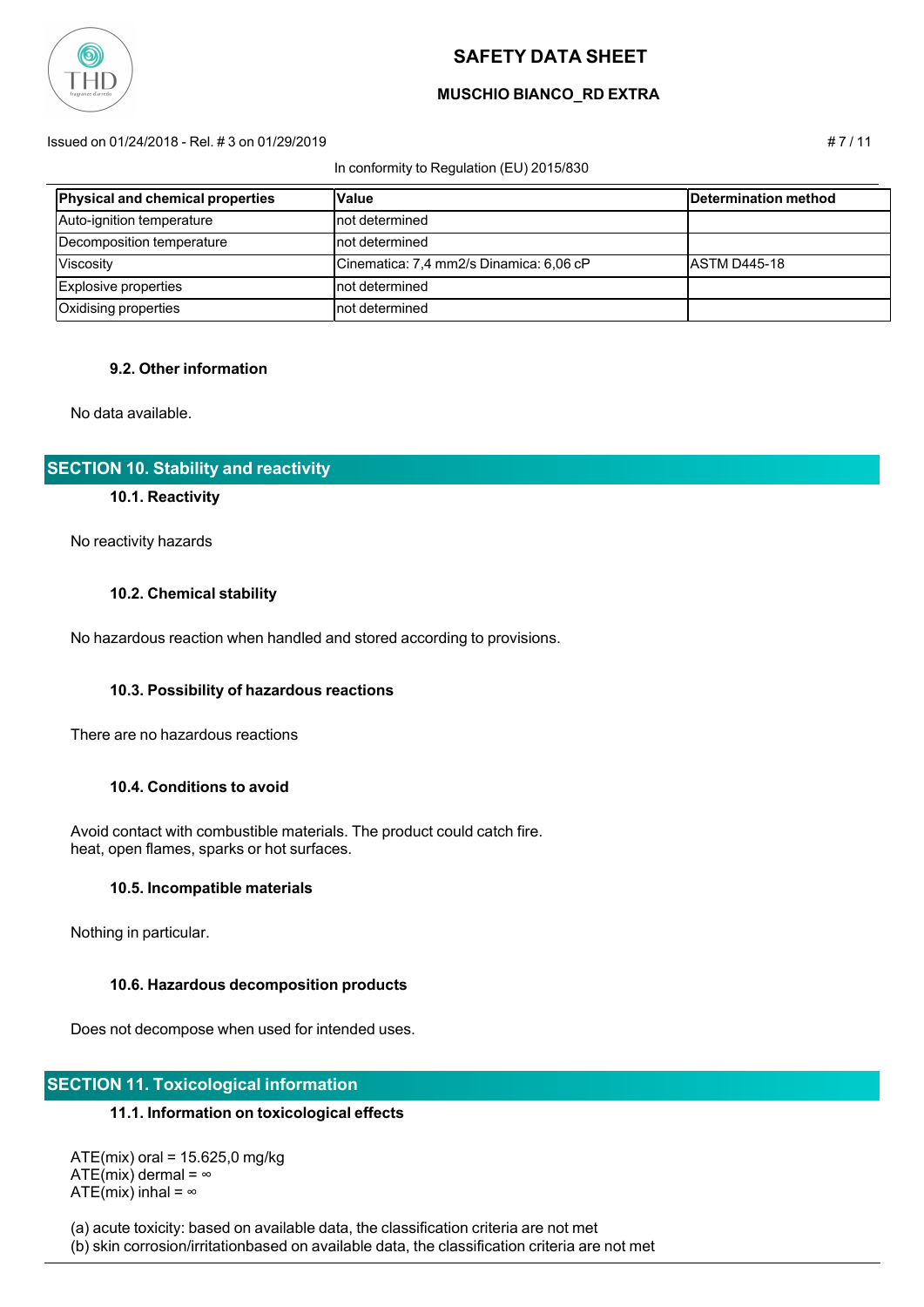| Physical and chemical properties | Value | Determination method |
| --- | --- | --- |
| Auto-ignition temperature | not determined | |
| Decomposition temperature | not determined | |
| Viscosity | Cinematica: 7,4 mm2/s Dinamica: 6,06 cP | ASTM D445-18 |
| Explosive properties | not determined | |
| Oxidising properties | not determined | |

### 9.2. Other information

No data available.

## SECTION 10. Stability and reactivity

### 10.1. Reactivity

No reactivity hazards

### 10.2. Chemical stability

No hazardous reaction when handled and stored according to provisions.

### 10.3. Possibility of hazardous reactions

There are no hazardous reactions

### 10.4. Conditions to avoid

Avoid contact with combustible materials. The product could catch fire.
heat, open flames, sparks or hot surfaces.

### 10.5. Incompatible materials

Nothing in particular.

### 10.6. Hazardous decomposition products

Does not decompose when used for intended uses.

## SECTION 11. Toxicological information

### 11.1. Information on toxicological effects

ATE(mix) oral = 15.625,0 mg/kg
ATE(mix) dermal = ∞
ATE(mix) inhal = ∞

(a) acute toxicity: based on available data, the classification criteria are not met
(b) skin corrosion/irritationbased on available data, the classification criteria are not met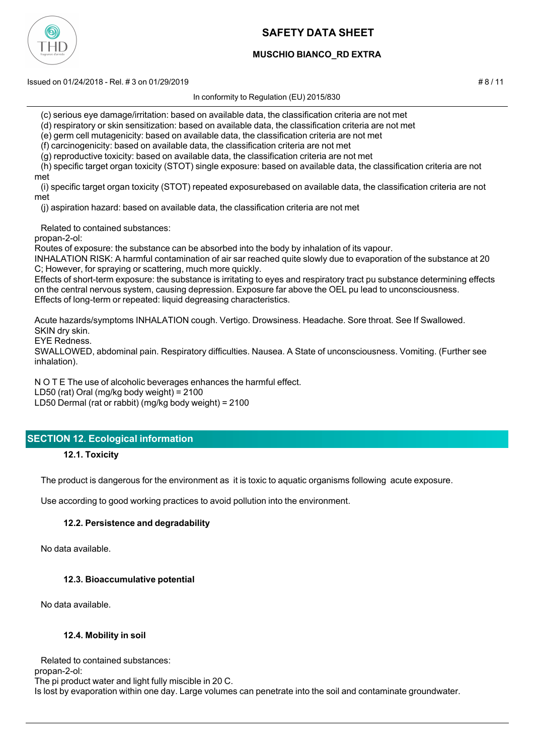(c) serious eye damage/irritation: based on available data, the classification criteria are not met

(d) respiratory or skin sensitization: based on available data, the classification criteria are not met

(e) germ cell mutagenicity: based on available data, the classification criteria are not met

(f) carcinogenicity: based on available data, the classification criteria are not met

(g) reproductive toxicity: based on available data, the classification criteria are not met

(h) specific target organ toxicity (STOT) single exposure: based on available data, the classification criteria are not met

(i) specific target organ toxicity (STOT) repeated exposurebased on available data, the classification criteria are not met

(j) aspiration hazard: based on available data, the classification criteria are not met

Related to contained substances:

propan-2-ol:

Routes of exposure: the substance can be absorbed into the body by inhalation of its vapour.

INHALATION RISK: A harmful contamination of air sar reached quite slowly due to evaporation of the substance at 20 C; However, for spraying or scattering, much more quickly.

Effects of short-term exposure: the substance is irritating to eyes and respiratory tract pu substance determining effects on the central nervous system, causing depression. Exposure far above the OEL pu lead to unconsciousness.

Effects of long-term or repeated: liquid degreasing characteristics.

Acute hazards/symptoms INHALATION cough. Vertigo. Drowsiness. Headache. Sore throat. See If Swallowed.

SKIN dry skin.

EYE Redness.

SWALLOWED, abdominal pain. Respiratory difficulties. Nausea. A State of unconsciousness. Vomiting. (Further see inhalation).

N O T E The use of alcoholic beverages enhances the harmful effect.

LD50 (rat) Oral (mg/kg body weight) = 2100

LD50 Dermal (rat or rabbit) (mg/kg body weight) = 2100

## SECTION 12. Ecological information

### 12.1. Toxicity

The product is dangerous for the environment as it is toxic to aquatic organisms following acute exposure.

Use according to good working practices to avoid pollution into the environment.

### 12.2. Persistence and degradability

No data available.

### 12.3. Bioaccumulative potential

No data available.

### 12.4. Mobility in soil

Related to contained substances:

propan-2-ol:

The pi product water and light fully miscible in 20 C.

Is lost by evaporation within one day. Large volumes can penetrate into the soil and contaminate groundwater.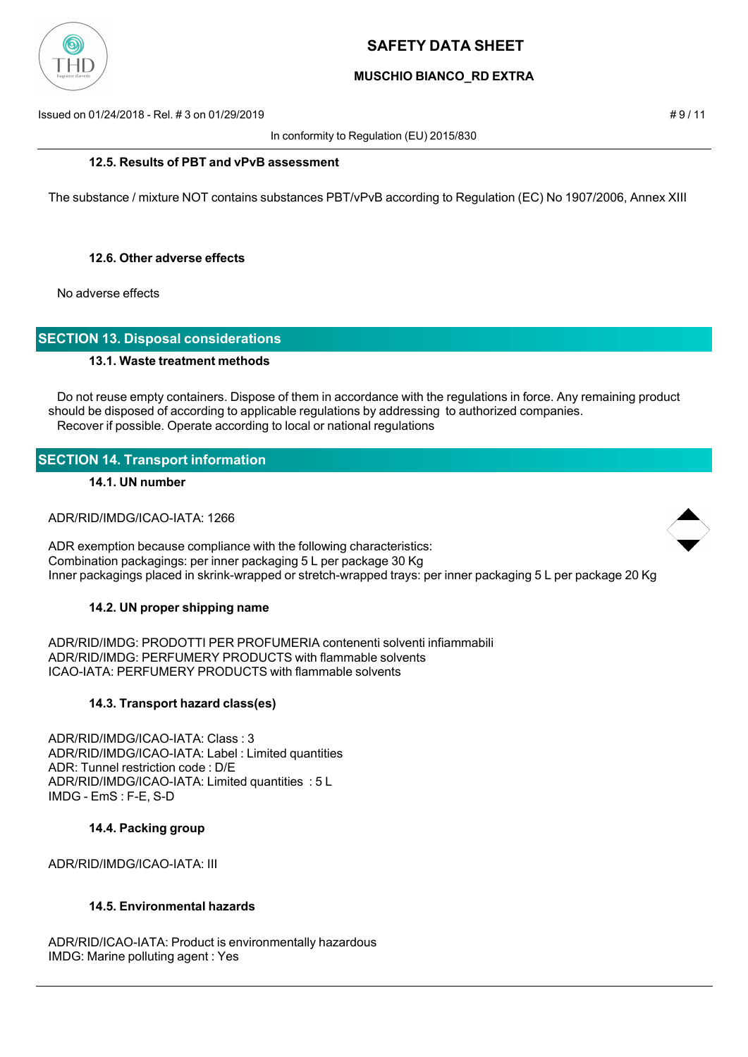### 12.5. Results of PBT and vPvB assessment

The substance / mixture NOT contains substances PBT/vPvB according to Regulation (EC) No 1907/2006, Annex XIII

### 12.6. Other adverse effects

No adverse effects

## SECTION 13. Disposal considerations

### 13.1. Waste treatment methods

Do not reuse empty containers. Dispose of them in accordance with the regulations in force. Any remaining product should be disposed of according to applicable regulations by addressing to authorized companies.
Recover if possible. Operate according to local or national regulations

## SECTION 14. Transport information

### 14.1. UN number

ADR/RID/IMDG/ICAO-IATA: 1266

ADR exemption because compliance with the following characteristics:
Combination packagings: per inner packaging 5 L per package 30 Kg
Inner packagings placed in skrink-wrapped or stretch-wrapped trays: per inner packaging 5 L per package 20 Kg

### 14.2. UN proper shipping name

ADR/RID/IMDG: PRODOTTI PER PROFUMERIA contenenti solventi infiammabili
ADR/RID/IMDG: PERFUMERY PRODUCTS with flammable solvents
ICAO-IATA: PERFUMERY PRODUCTS with flammable solvents

### 14.3. Transport hazard class(es)

ADR/RID/IMDG/ICAO-IATA: Class : 3
ADR/RID/IMDG/ICAO-IATA: Label : Limited quantities
ADR: Tunnel restriction code : D/E
ADR/RID/IMDG/ICAO-IATA: Limited quantities : 5 L
IMDG - EmS : F-E, S-D

### 14.4. Packing group

ADR/RID/IMDG/ICAO-IATA: III

### 14.5. Environmental hazards

ADR/RID/ICAO-IATA: Product is environmentally hazardous
IMDG: Marine polluting agent : Yes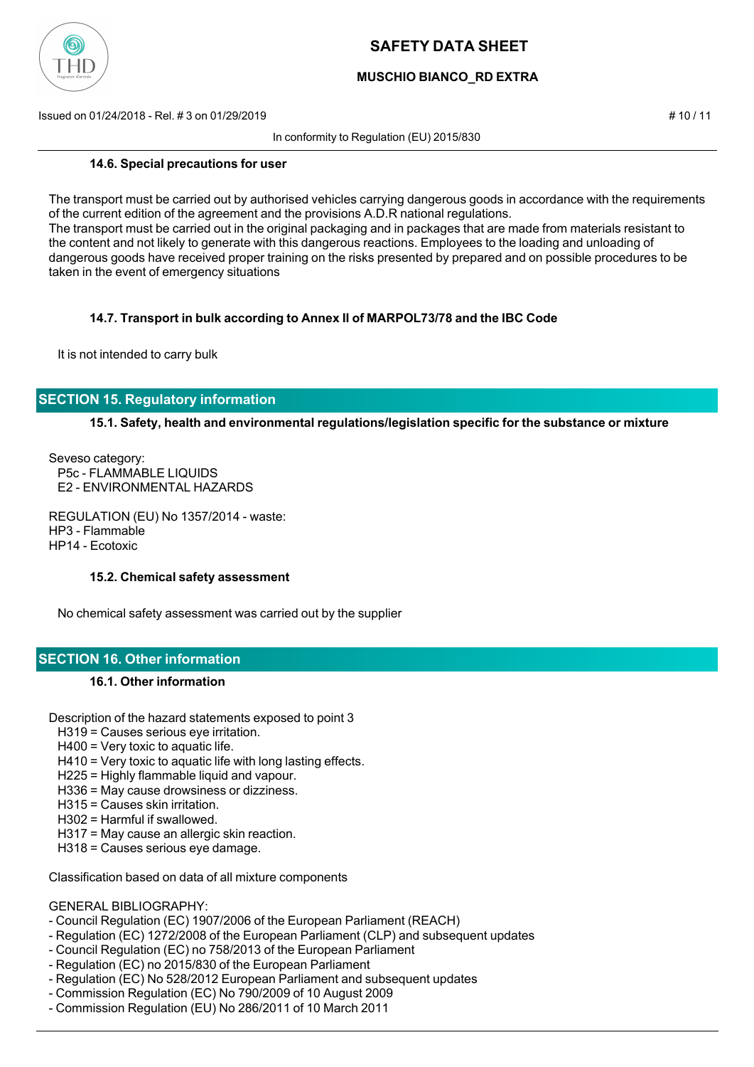#### 14.6. Special precautions for user

The transport must be carried out by authorised vehicles carrying dangerous goods in accordance with the requirements of the current edition of the agreement and the provisions A.D.R national regulations.
The transport must be carried out in the original packaging and in packages that are made from materials resistant to the content and not likely to generate with this dangerous reactions. Employees to the loading and unloading of dangerous goods have received proper training on the risks presented by prepared and on possible procedures to be taken in the event of emergency situations

#### 14.7. Transport in bulk according to Annex II of MARPOL73/78 and the IBC Code

It is not intended to carry bulk

## SECTION 15. Regulatory information

#### 15.1. Safety, health and environmental regulations/legislation specific for the substance or mixture

Seveso category:
P5c - FLAMMABLE LIQUIDS
E2 - ENVIRONMENTAL HAZARDS

REGULATION (EU) No 1357/2014 - waste:
HP3 - Flammable
HP14 - Ecotoxic

#### 15.2. Chemical safety assessment

No chemical safety assessment was carried out by the supplier

## SECTION 16. Other information

#### 16.1. Other information

Description of the hazard statements exposed to point 3
H319 = Causes serious eye irritation.
H400 = Very toxic to aquatic life.
H410 = Very toxic to aquatic life with long lasting effects.
H225 = Highly flammable liquid and vapour.
H336 = May cause drowsiness or dizziness.
H315 = Causes skin irritation.
H302 = Harmful if swallowed.
H317 = May cause an allergic skin reaction.
H318 = Causes serious eye damage.

Classification based on data of all mixture components

GENERAL BIBLIOGRAPHY:
- Council Regulation (EC) 1907/2006 of the European Parliament (REACH)
- Regulation (EC) 1272/2008 of the European Parliament (CLP) and subsequent updates
- Council Regulation (EC) no 758/2013 of the European Parliament
- Regulation (EC) no 2015/830 of the European Parliament
- Regulation (EC) No 528/2012 European Parliament and subsequent updates
- Commission Regulation (EC) No 790/2009 of 10 August 2009
- Commission Regulation (EU) No 286/2011 of 10 March 2011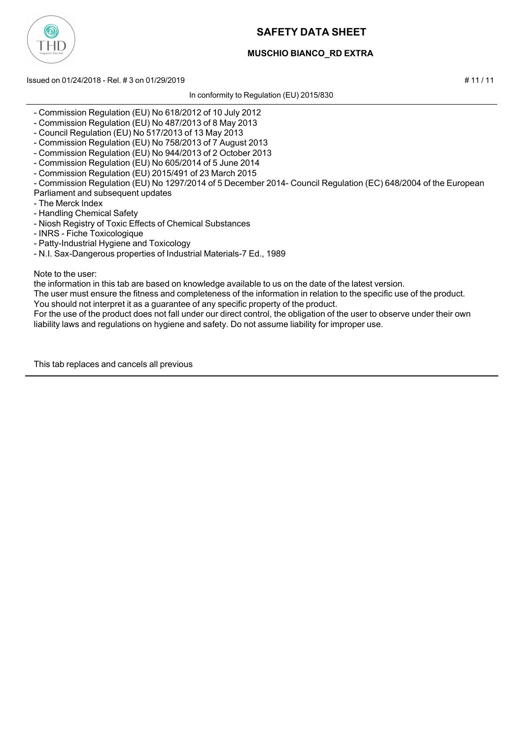- Commission Regulation (EU) No 618/2012 of 10 July 2012
- Commission Regulation (EU) No 487/2013 of 8 May 2013
- Council Regulation (EU) No 517/2013 of 13 May 2013
- Commission Regulation (EU) No 758/2013 of 7 August 2013
- Commission Regulation (EU) No 944/2013 of 2 October 2013
- Commission Regulation (EU) No 605/2014 of 5 June 2014
- Commission Regulation (EU) 2015/491 of 23 March 2015
- Commission Regulation (EU) No 1297/2014 of 5 December 2014- Council Regulation (EC) 648/2004 of the European Parliament and subsequent updates
- The Merck Index
- Handling Chemical Safety
- Niosh Registry of Toxic Effects of Chemical Substances
- INRS - Fiche Toxicologique
- Patty-Industrial Hygiene and Toxicology
- N.I. Sax-Dangerous properties of Industrial Materials-7 Ed., 1989

Note to the user:
the information in this tab are based on knowledge available to us on the date of the latest version.
The user must ensure the fitness and completeness of the information in relation to the specific use of the product.
You should not interpret it as a guarantee of any specific property of the product.
For the use of the product does not fall under our direct control, the obligation of the user to observe under their own liability laws and regulations on hygiene and safety. Do not assume liability for improper use.

This tab replaces and cancels all previous